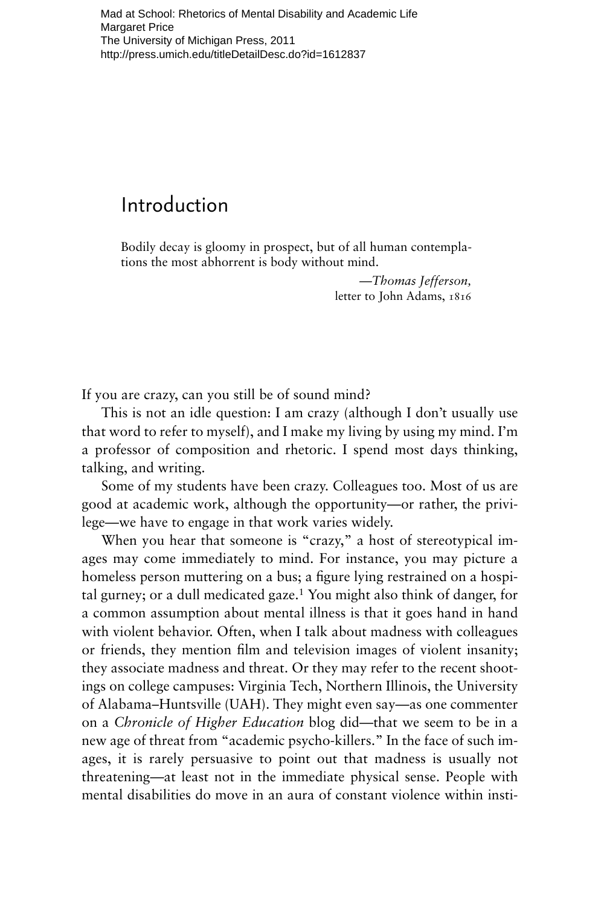Mad at School: Rhetorics of Mental Disability and Academic Life
Margaret Price
The University of Michigan Press, 2011
http://press.umich.edu/titleDetailDesc.do?id=1612837

# Introduction

> Bodily decay is gloomy in prospect, but of all human contemplations the most abhorrent is body without mind.
>
> —*Thomas Jefferson,* letter to John Adams, 1816

If you are crazy, can you still be of sound mind?

This is not an idle question: I am crazy (although I don't usually use that word to refer to myself), and I make my living by using my mind. I'm a professor of composition and rhetoric. I spend most days thinking, talking, and writing.

Some of my students have been crazy. Colleagues too. Most of us are good at academic work, although the opportunity—or rather, the privilege—we have to engage in that work varies widely.

When you hear that someone is "crazy," a host of stereotypical images may come immediately to mind. For instance, you may picture a homeless person muttering on a bus; a figure lying restrained on a hospital gurney; or a dull medicated gaze.[1] You might also think of danger, for a common assumption about mental illness is that it goes hand in hand with violent behavior. Often, when I talk about madness with colleagues or friends, they mention film and television images of violent insanity; they associate madness and threat. Or they may refer to the recent shootings on college campuses: Virginia Tech, Northern Illinois, the University of Alabama–Huntsville (UAH). They might even say—as one commenter on a *Chronicle of Higher Education* blog did—that we seem to be in a new age of threat from "academic psycho-killers." In the face of such images, it is rarely persuasive to point out that madness is usually not threatening—at least not in the immediate physical sense. People with mental disabilities do move in an aura of constant violence within insti-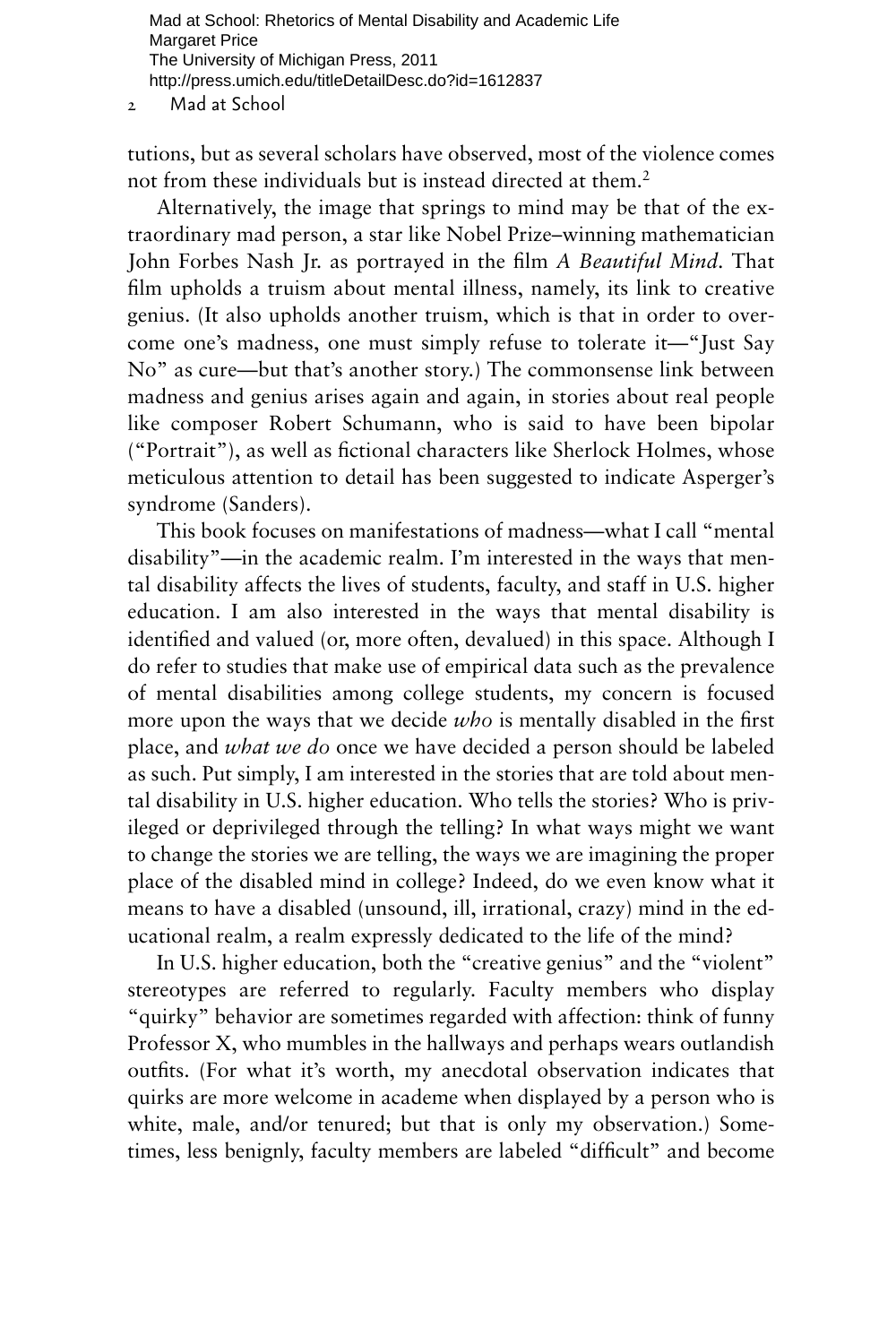tutions, but as several scholars have observed, most of the violence comes not from these individuals but is instead directed at them.[2]

Alternatively, the image that springs to mind may be that of the extraordinary mad person, a star like Nobel Prize–winning mathematician John Forbes Nash Jr. as portrayed in the film *A Beautiful Mind*. That film upholds a truism about mental illness, namely, its link to creative genius. (It also upholds another truism, which is that in order to overcome one's madness, one must simply refuse to tolerate it—"Just Say No" as cure—but that's another story.) The commonsense link between madness and genius arises again and again, in stories about real people like composer Robert Schumann, who is said to have been bipolar ("Portrait"), as well as fictional characters like Sherlock Holmes, whose meticulous attention to detail has been suggested to indicate Asperger's syndrome (Sanders).

This book focuses on manifestations of madness—what I call "mental disability"—in the academic realm. I'm interested in the ways that mental disability affects the lives of students, faculty, and staff in U.S. higher education. I am also interested in the ways that mental disability is identified and valued (or, more often, devalued) in this space. Although I do refer to studies that make use of empirical data such as the prevalence of mental disabilities among college students, my concern is focused more upon the ways that we decide *who* is mentally disabled in the first place, and *what we do* once we have decided a person should be labeled as such. Put simply, I am interested in the stories that are told about mental disability in U.S. higher education. Who tells the stories? Who is privileged or deprivileged through the telling? In what ways might we want to change the stories we are telling, the ways we are imagining the proper place of the disabled mind in college? Indeed, do we even know what it means to have a disabled (unsound, ill, irrational, crazy) mind in the educational realm, a realm expressly dedicated to the life of the mind?

In U.S. higher education, both the "creative genius" and the "violent" stereotypes are referred to regularly. Faculty members who display "quirky" behavior are sometimes regarded with affection: think of funny Professor X, who mumbles in the hallways and perhaps wears outlandish outfits. (For what it's worth, my anecdotal observation indicates that quirks are more welcome in academe when displayed by a person who is white, male, and/or tenured; but that is only my observation.) Sometimes, less benignly, faculty members are labeled "difficult" and become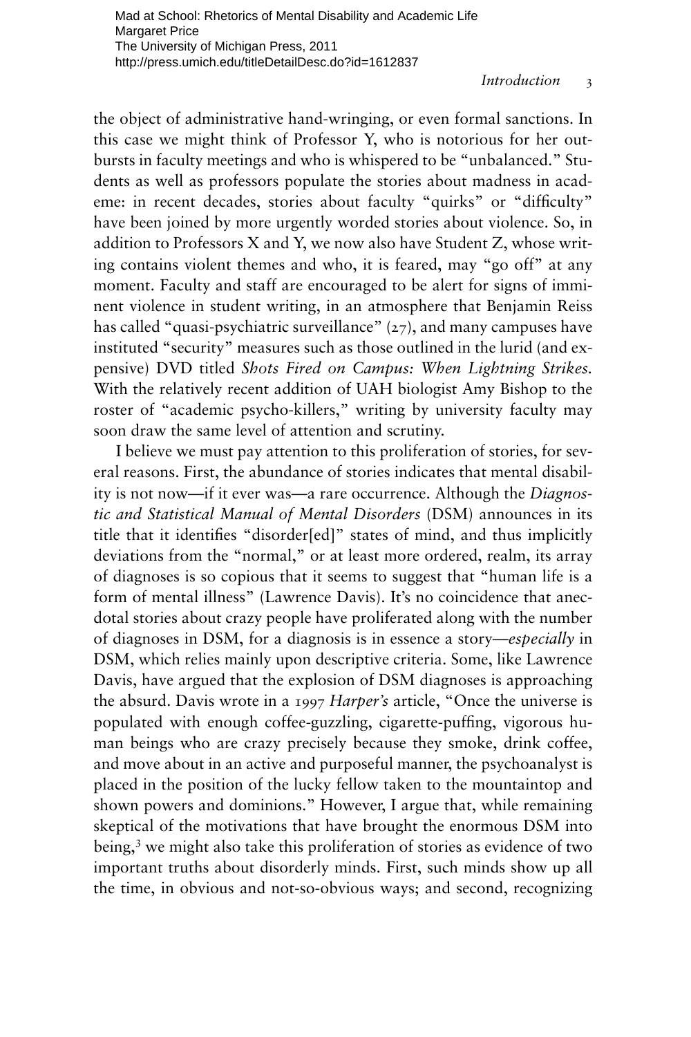the object of administrative hand-wringing, or even formal sanctions. In this case we might think of Professor Y, who is notorious for her outbursts in faculty meetings and who is whispered to be "unbalanced." Students as well as professors populate the stories about madness in academe: in recent decades, stories about faculty "quirks" or "difficulty" have been joined by more urgently worded stories about violence. So, in addition to Professors X and Y, we now also have Student Z, whose writing contains violent themes and who, it is feared, may "go off" at any moment. Faculty and staff are encouraged to be alert for signs of imminent violence in student writing, in an atmosphere that Benjamin Reiss has called "quasi-psychiatric surveillance" (27), and many campuses have instituted "security" measures such as those outlined in the lurid (and expensive) DVD titled *Shots Fired on Campus: When Lightning Strikes.* With the relatively recent addition of UAH biologist Amy Bishop to the roster of "academic psycho-killers," writing by university faculty may soon draw the same level of attention and scrutiny.

I believe we must pay attention to this proliferation of stories, for several reasons. First, the abundance of stories indicates that mental disability is not now—if it ever was—a rare occurrence. Although the *Diagnostic and Statistical Manual of Mental Disorders* (DSM) announces in its title that it identifies "disorder[ed]" states of mind, and thus implicitly deviations from the "normal," or at least more ordered, realm, its array of diagnoses is so copious that it seems to suggest that "human life is a form of mental illness" (Lawrence Davis). It's no coincidence that anecdotal stories about crazy people have proliferated along with the number of diagnoses in DSM, for a diagnosis is in essence a story—*especially* in DSM, which relies mainly upon descriptive criteria. Some, like Lawrence Davis, have argued that the explosion of DSM diagnoses is approaching the absurd. Davis wrote in a 1997 *Harper's* article, "Once the universe is populated with enough coffee-guzzling, cigarette-puffing, vigorous human beings who are crazy precisely because they smoke, drink coffee, and move about in an active and purposeful manner, the psychoanalyst is placed in the position of the lucky fellow taken to the mountaintop and shown powers and dominions." However, I argue that, while remaining skeptical of the motivations that have brought the enormous DSM into being,[3] we might also take this proliferation of stories as evidence of two important truths about disorderly minds. First, such minds show up all the time, in obvious and not-so-obvious ways; and second, recognizing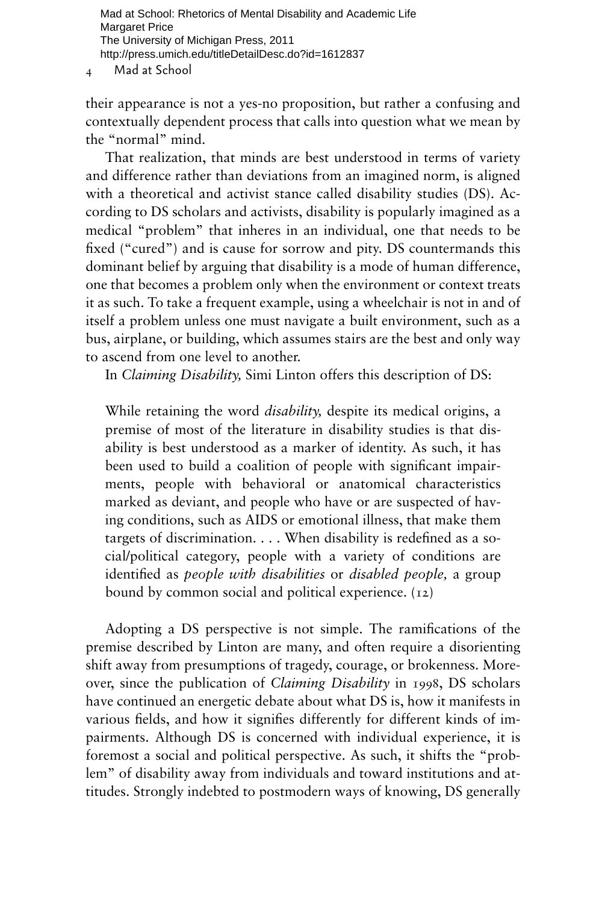their appearance is not a yes-no proposition, but rather a confusing and contextually dependent process that calls into question what we mean by the "normal" mind.

That realization, that minds are best understood in terms of variety and difference rather than deviations from an imagined norm, is aligned with a theoretical and activist stance called disability studies (DS). According to DS scholars and activists, disability is popularly imagined as a medical "problem" that inheres in an individual, one that needs to be fixed ("cured") and is cause for sorrow and pity. DS countermands this dominant belief by arguing that disability is a mode of human difference, one that becomes a problem only when the environment or context treats it as such. To take a frequent example, using a wheelchair is not in and of itself a problem unless one must navigate a built environment, such as a bus, airplane, or building, which assumes stairs are the best and only way to ascend from one level to another.

In *Claiming Disability,* Simi Linton offers this description of DS:

> While retaining the word *disability,* despite its medical origins, a premise of most of the literature in disability studies is that disability is best understood as a marker of identity. As such, it has been used to build a coalition of people with significant impairments, people with behavioral or anatomical characteristics marked as deviant, and people who have or are suspected of having conditions, such as AIDS or emotional illness, that make them targets of discrimination. . . . When disability is redefined as a social/political category, people with a variety of conditions are identified as *people with disabilities* or *disabled people,* a group bound by common social and political experience. (12)

Adopting a DS perspective is not simple. The ramifications of the premise described by Linton are many, and often require a disorienting shift away from presumptions of tragedy, courage, or brokenness. Moreover, since the publication of *Claiming Disability* in 1998, DS scholars have continued an energetic debate about what DS is, how it manifests in various fields, and how it signifies differently for different kinds of impairments. Although DS is concerned with individual experience, it is foremost a social and political perspective. As such, it shifts the "problem" of disability away from individuals and toward institutions and attitudes. Strongly indebted to postmodern ways of knowing, DS generally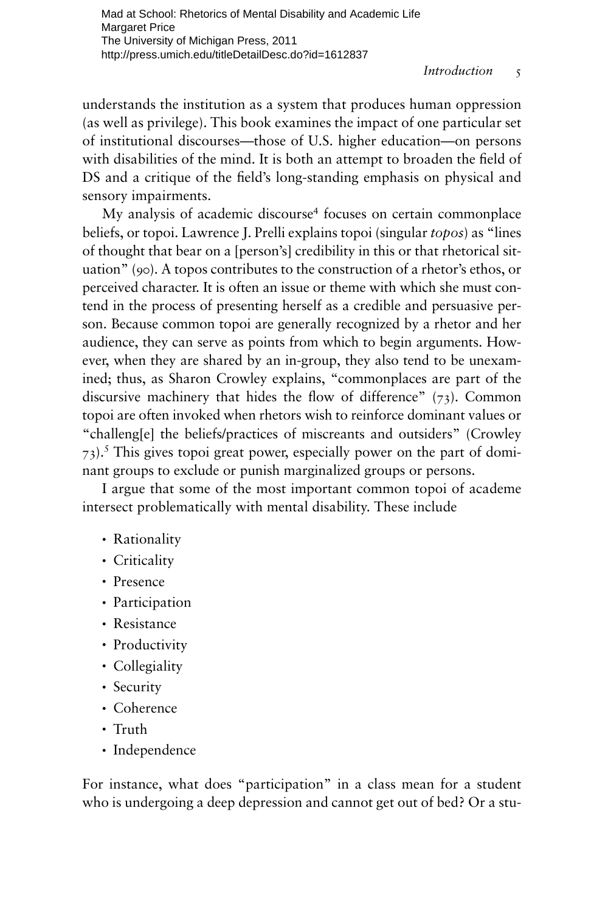understands the institution as a system that produces human oppression (as well as privilege). This book examines the impact of one particular set of institutional discourses—those of U.S. higher education—on persons with disabilities of the mind. It is both an attempt to broaden the field of DS and a critique of the field's long-standing emphasis on physical and sensory impairments.

My analysis of academic discourse[4] focuses on certain commonplace beliefs, or topoi. Lawrence J. Prelli explains topoi (singular *topos*) as "lines of thought that bear on a [person's] credibility in this or that rhetorical situation" (90). A topos contributes to the construction of a rhetor's ethos, or perceived character. It is often an issue or theme with which she must contend in the process of presenting herself as a credible and persuasive person. Because common topoi are generally recognized by a rhetor and her audience, they can serve as points from which to begin arguments. However, when they are shared by an in-group, they also tend to be unexamined; thus, as Sharon Crowley explains, "commonplaces are part of the discursive machinery that hides the flow of difference" (73). Common topoi are often invoked when rhetors wish to reinforce dominant values or "challeng[e] the beliefs/practices of miscreants and outsiders" (Crowley 73).[5] This gives topoi great power, especially power on the part of dominant groups to exclude or punish marginalized groups or persons.

I argue that some of the most important common topoi of academe intersect problematically with mental disability. These include

- Rationality
- Criticality
- Presence
- Participation
- Resistance
- Productivity
- Collegiality
- Security
- Coherence
- Truth
- Independence

For instance, what does "participation" in a class mean for a student who is undergoing a deep depression and cannot get out of bed? Or a stu-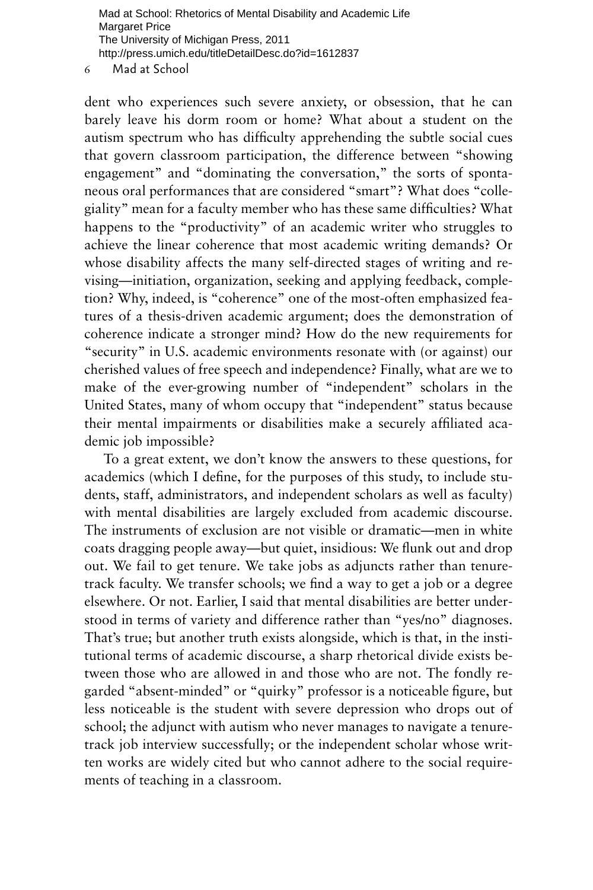dent who experiences such severe anxiety, or obsession, that he can barely leave his dorm room or home? What about a student on the autism spectrum who has difficulty apprehending the subtle social cues that govern classroom participation, the difference between "showing engagement" and "dominating the conversation," the sorts of spontaneous oral performances that are considered "smart"? What does "collegiality" mean for a faculty member who has these same difficulties? What happens to the "productivity" of an academic writer who struggles to achieve the linear coherence that most academic writing demands? Or whose disability affects the many self-directed stages of writing and revising—initiation, organization, seeking and applying feedback, completion? Why, indeed, is "coherence" one of the most-often emphasized features of a thesis-driven academic argument; does the demonstration of coherence indicate a stronger mind? How do the new requirements for "security" in U.S. academic environments resonate with (or against) our cherished values of free speech and independence? Finally, what are we to make of the ever-growing number of "independent" scholars in the United States, many of whom occupy that "independent" status because their mental impairments or disabilities make a securely affiliated academic job impossible?

To a great extent, we don't know the answers to these questions, for academics (which I define, for the purposes of this study, to include students, staff, administrators, and independent scholars as well as faculty) with mental disabilities are largely excluded from academic discourse. The instruments of exclusion are not visible or dramatic—men in white coats dragging people away—but quiet, insidious: We flunk out and drop out. We fail to get tenure. We take jobs as adjuncts rather than tenure-track faculty. We transfer schools; we find a way to get a job or a degree elsewhere. Or not. Earlier, I said that mental disabilities are better understood in terms of variety and difference rather than "yes/no" diagnoses. That's true; but another truth exists alongside, which is that, in the institutional terms of academic discourse, a sharp rhetorical divide exists between those who are allowed in and those who are not. The fondly regarded "absent-minded" or "quirky" professor is a noticeable figure, but less noticeable is the student with severe depression who drops out of school; the adjunct with autism who never manages to navigate a tenure-track job interview successfully; or the independent scholar whose written works are widely cited but who cannot adhere to the social requirements of teaching in a classroom.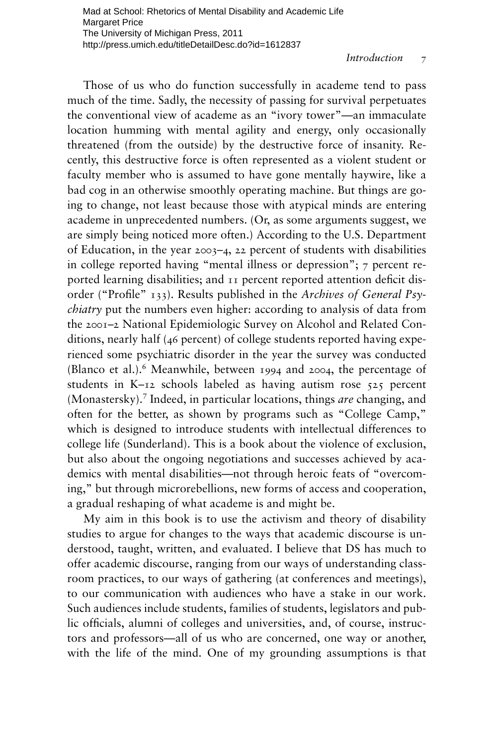Those of us who do function successfully in academe tend to pass much of the time. Sadly, the necessity of passing for survival perpetuates the conventional view of academe as an "ivory tower"—an immaculate location humming with mental agility and energy, only occasionally threatened (from the outside) by the destructive force of insanity. Recently, this destructive force is often represented as a violent student or faculty member who is assumed to have gone mentally haywire, like a bad cog in an otherwise smoothly operating machine. But things are going to change, not least because those with atypical minds are entering academe in unprecedented numbers. (Or, as some arguments suggest, we are simply being noticed more often.) According to the U.S. Department of Education, in the year 2003–4, 22 percent of students with disabilities in college reported having "mental illness or depression"; 7 percent reported learning disabilities; and 11 percent reported attention deficit disorder ("Profile" 133). Results published in the *Archives of General Psychiatry* put the numbers even higher: according to analysis of data from the 2001–2 National Epidemiologic Survey on Alcohol and Related Conditions, nearly half (46 percent) of college students reported having experienced some psychiatric disorder in the year the survey was conducted (Blanco et al.).[6] Meanwhile, between 1994 and 2004, the percentage of students in K–12 schools labeled as having autism rose 525 percent (Monastersky).[7] Indeed, in particular locations, things *are* changing, and often for the better, as shown by programs such as "College Camp," which is designed to introduce students with intellectual differences to college life (Sunderland). This is a book about the violence of exclusion, but also about the ongoing negotiations and successes achieved by academics with mental disabilities—not through heroic feats of "overcoming," but through microrebellions, new forms of access and cooperation, a gradual reshaping of what academe is and might be.

My aim in this book is to use the activism and theory of disability studies to argue for changes to the ways that academic discourse is understood, taught, written, and evaluated. I believe that DS has much to offer academic discourse, ranging from our ways of understanding classroom practices, to our ways of gathering (at conferences and meetings), to our communication with audiences who have a stake in our work. Such audiences include students, families of students, legislators and public officials, alumni of colleges and universities, and, of course, instructors and professors—all of us who are concerned, one way or another, with the life of the mind. One of my grounding assumptions is that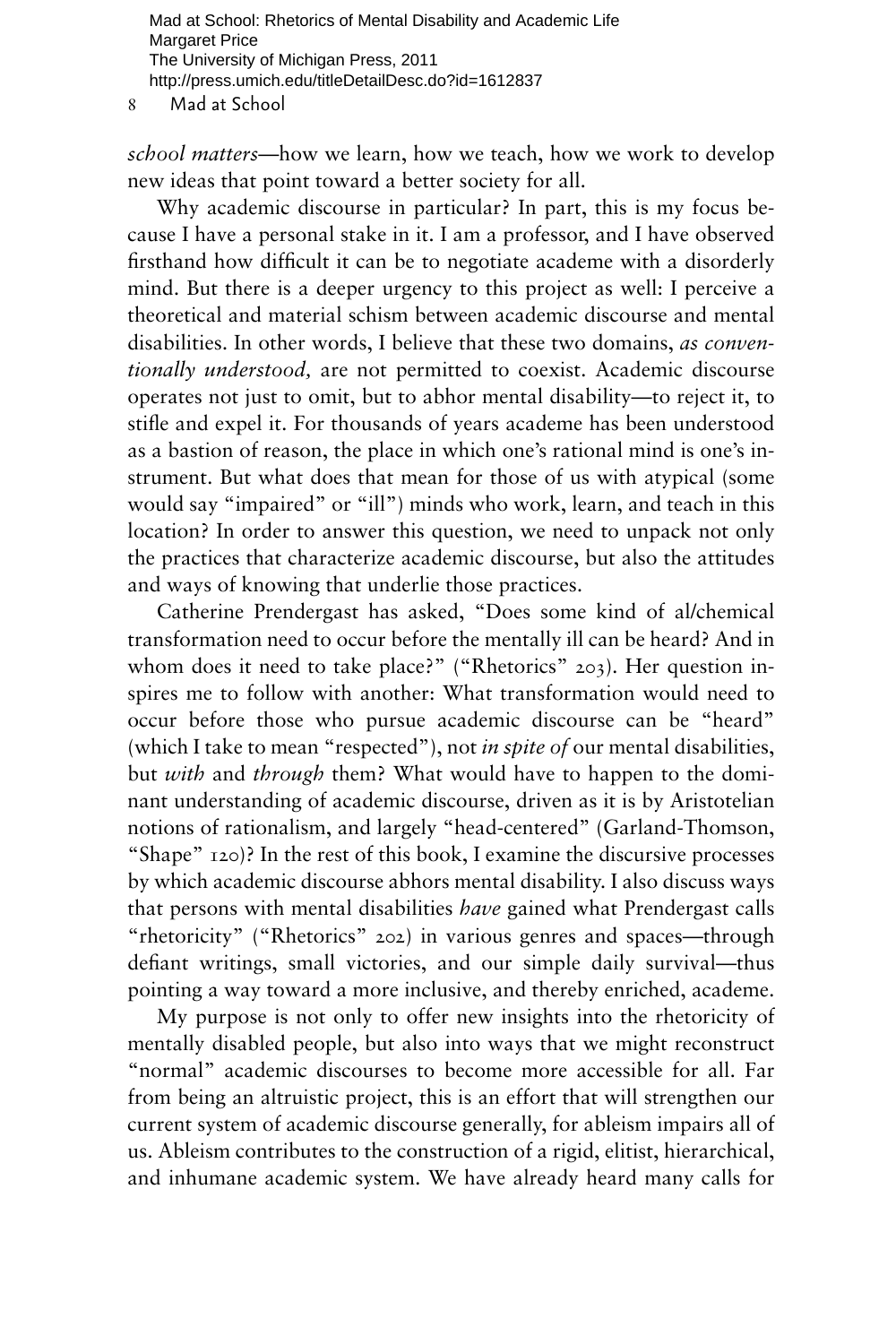*school matters*—how we learn, how we teach, how we work to develop new ideas that point toward a better society for all.

Why academic discourse in particular? In part, this is my focus because I have a personal stake in it. I am a professor, and I have observed firsthand how difficult it can be to negotiate academe with a disorderly mind. But there is a deeper urgency to this project as well: I perceive a theoretical and material schism between academic discourse and mental disabilities. In other words, I believe that these two domains, *as conventionally understood,* are not permitted to coexist. Academic discourse operates not just to omit, but to abhor mental disability—to reject it, to stifle and expel it. For thousands of years academe has been understood as a bastion of reason, the place in which one's rational mind is one's instrument. But what does that mean for those of us with atypical (some would say "impaired" or "ill") minds who work, learn, and teach in this location? In order to answer this question, we need to unpack not only the practices that characterize academic discourse, but also the attitudes and ways of knowing that underlie those practices.

Catherine Prendergast has asked, "Does some kind of al/chemical transformation need to occur before the mentally ill can be heard? And in whom does it need to take place?" ("Rhetorics" 203). Her question inspires me to follow with another: What transformation would need to occur before those who pursue academic discourse can be "heard" (which I take to mean "respected"), not *in spite of* our mental disabilities, but *with* and *through* them? What would have to happen to the dominant understanding of academic discourse, driven as it is by Aristotelian notions of rationalism, and largely "head-centered" (Garland-Thomson, "Shape" 120)? In the rest of this book, I examine the discursive processes by which academic discourse abhors mental disability. I also discuss ways that persons with mental disabilities *have* gained what Prendergast calls "rhetoricity" ("Rhetorics" 202) in various genres and spaces—through defiant writings, small victories, and our simple daily survival—thus pointing a way toward a more inclusive, and thereby enriched, academe.

My purpose is not only to offer new insights into the rhetoricity of mentally disabled people, but also into ways that we might reconstruct "normal" academic discourses to become more accessible for all. Far from being an altruistic project, this is an effort that will strengthen our current system of academic discourse generally, for ableism impairs all of us. Ableism contributes to the construction of a rigid, elitist, hierarchical, and inhumane academic system. We have already heard many calls for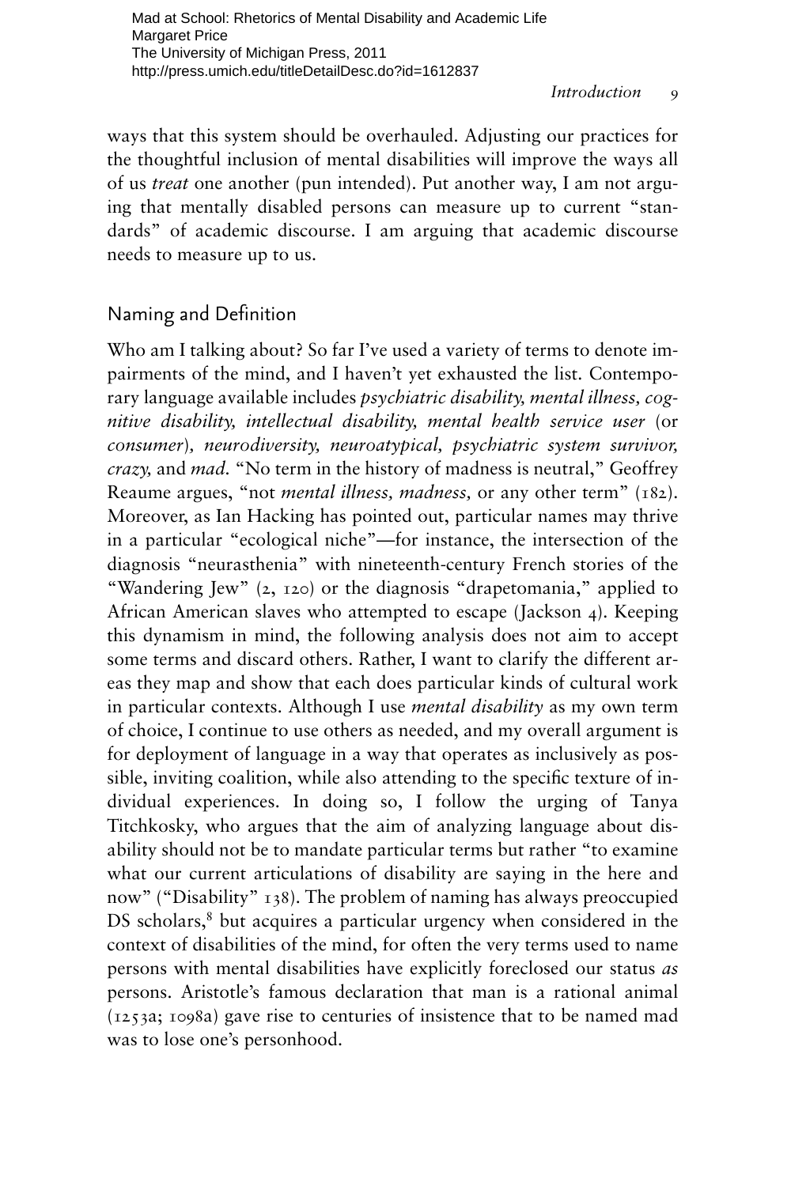ways that this system should be overhauled. Adjusting our practices for the thoughtful inclusion of mental disabilities will improve the ways all of us *treat* one another (pun intended). Put another way, I am not arguing that mentally disabled persons can measure up to current "standards" of academic discourse. I am arguing that academic discourse needs to measure up to us.

## Naming and Definition

Who am I talking about? So far I've used a variety of terms to denote impairments of the mind, and I haven't yet exhausted the list. Contemporary language available includes *psychiatric disability, mental illness, cognitive disability, intellectual disability, mental health service user* (or *consumer*), *neurodiversity, neuroatypical, psychiatric system survivor, crazy,* and *mad.* "No term in the history of madness is neutral," Geoffrey Reaume argues, "not *mental illness, madness,* or any other term" (182). Moreover, as Ian Hacking has pointed out, particular names may thrive in a particular "ecological niche"—for instance, the intersection of the diagnosis "neurasthenia" with nineteenth-century French stories of the "Wandering Jew" (2, 120) or the diagnosis "drapetomania," applied to African American slaves who attempted to escape (Jackson 4). Keeping this dynamism in mind, the following analysis does not aim to accept some terms and discard others. Rather, I want to clarify the different areas they map and show that each does particular kinds of cultural work in particular contexts. Although I use *mental disability* as my own term of choice, I continue to use others as needed, and my overall argument is for deployment of language in a way that operates as inclusively as possible, inviting coalition, while also attending to the specific texture of individual experiences. In doing so, I follow the urging of Tanya Titchkosky, who argues that the aim of analyzing language about disability should not be to mandate particular terms but rather "to examine what our current articulations of disability are saying in the here and now" ("Disability" 138). The problem of naming has always preoccupied DS scholars,[8] but acquires a particular urgency when considered in the context of disabilities of the mind, for often the very terms used to name persons with mental disabilities have explicitly foreclosed our status *as* persons. Aristotle's famous declaration that man is a rational animal (1253a; 1098a) gave rise to centuries of insistence that to be named mad was to lose one's personhood.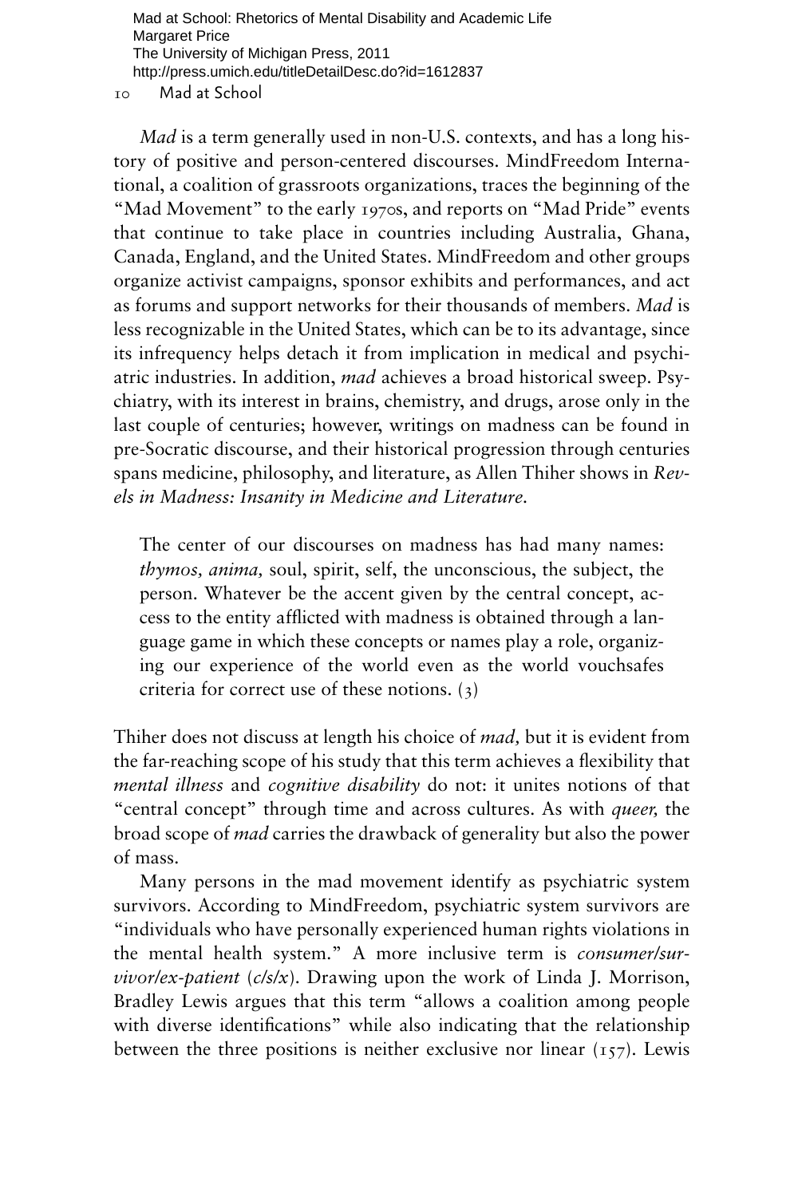*Mad* is a term generally used in non-U.S. contexts, and has a long history of positive and person-centered discourses. MindFreedom International, a coalition of grassroots organizations, traces the beginning of the "Mad Movement" to the early 1970s, and reports on "Mad Pride" events that continue to take place in countries including Australia, Ghana, Canada, England, and the United States. MindFreedom and other groups organize activist campaigns, sponsor exhibits and performances, and act as forums and support networks for their thousands of members. *Mad* is less recognizable in the United States, which can be to its advantage, since its infrequency helps detach it from implication in medical and psychiatric industries. In addition, *mad* achieves a broad historical sweep. Psychiatry, with its interest in brains, chemistry, and drugs, arose only in the last couple of centuries; however, writings on madness can be found in pre-Socratic discourse, and their historical progression through centuries spans medicine, philosophy, and literature, as Allen Thiher shows in *Revels in Madness: Insanity in Medicine and Literature.*

> The center of our discourses on madness has had many names: *thymos, anima,* soul, spirit, self, the unconscious, the subject, the person. Whatever be the accent given by the central concept, access to the entity afflicted with madness is obtained through a language game in which these concepts or names play a role, organizing our experience of the world even as the world vouchsafes criteria for correct use of these notions. (3)

Thiher does not discuss at length his choice of *mad,* but it is evident from the far-reaching scope of his study that this term achieves a flexibility that *mental illness* and *cognitive disability* do not: it unites notions of that "central concept" through time and across cultures. As with *queer,* the broad scope of *mad* carries the drawback of generality but also the power of mass.

Many persons in the mad movement identify as psychiatric system survivors. According to MindFreedom, psychiatric system survivors are "individuals who have personally experienced human rights violations in the mental health system." A more inclusive term is *consumer/survivor/ex-patient* (*c/s/x*). Drawing upon the work of Linda J. Morrison, Bradley Lewis argues that this term "allows a coalition among people with diverse identifications" while also indicating that the relationship between the three positions is neither exclusive nor linear (157). Lewis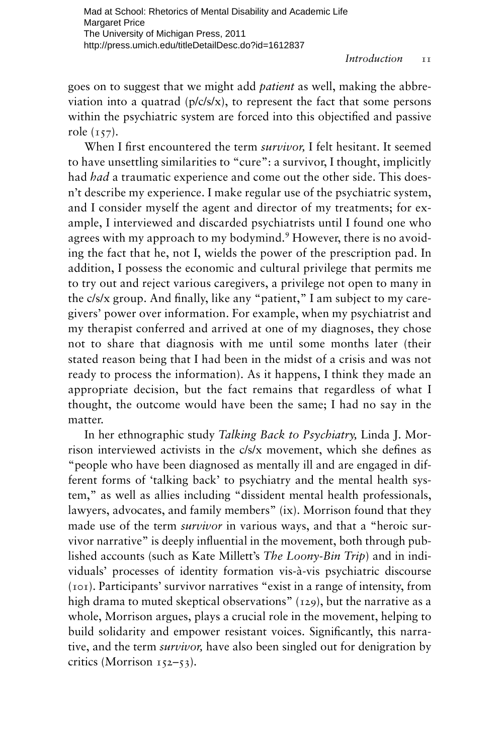goes on to suggest that we might add *patient* as well, making the abbreviation into a quatrad (p/c/s/x), to represent the fact that some persons within the psychiatric system are forced into this objectified and passive role (157).

When I first encountered the term *survivor,* I felt hesitant. It seemed to have unsettling similarities to "cure": a survivor, I thought, implicitly had *had* a traumatic experience and come out the other side. This doesn't describe my experience. I make regular use of the psychiatric system, and I consider myself the agent and director of my treatments; for example, I interviewed and discarded psychiatrists until I found one who agrees with my approach to my bodymind.[9] However, there is no avoiding the fact that he, not I, wields the power of the prescription pad. In addition, I possess the economic and cultural privilege that permits me to try out and reject various caregivers, a privilege not open to many in the c/s/x group. And finally, like any "patient," I am subject to my caregivers' power over information. For example, when my psychiatrist and my therapist conferred and arrived at one of my diagnoses, they chose not to share that diagnosis with me until some months later (their stated reason being that I had been in the midst of a crisis and was not ready to process the information). As it happens, I think they made an appropriate decision, but the fact remains that regardless of what I thought, the outcome would have been the same; I had no say in the matter.

In her ethnographic study *Talking Back to Psychiatry,* Linda J. Morrison interviewed activists in the c/s/x movement, which she defines as "people who have been diagnosed as mentally ill and are engaged in different forms of 'talking back' to psychiatry and the mental health system," as well as allies including "dissident mental health professionals, lawyers, advocates, and family members" (ix). Morrison found that they made use of the term *survivor* in various ways, and that a "heroic survivor narrative" is deeply influential in the movement, both through published accounts (such as Kate Millett's *The Loony-Bin Trip*) and in individuals' processes of identity formation vis-à-vis psychiatric discourse (101). Participants' survivor narratives "exist in a range of intensity, from high drama to muted skeptical observations" (129), but the narrative as a whole, Morrison argues, plays a crucial role in the movement, helping to build solidarity and empower resistant voices. Significantly, this narrative, and the term *survivor,* have also been singled out for denigration by critics (Morrison 152–53).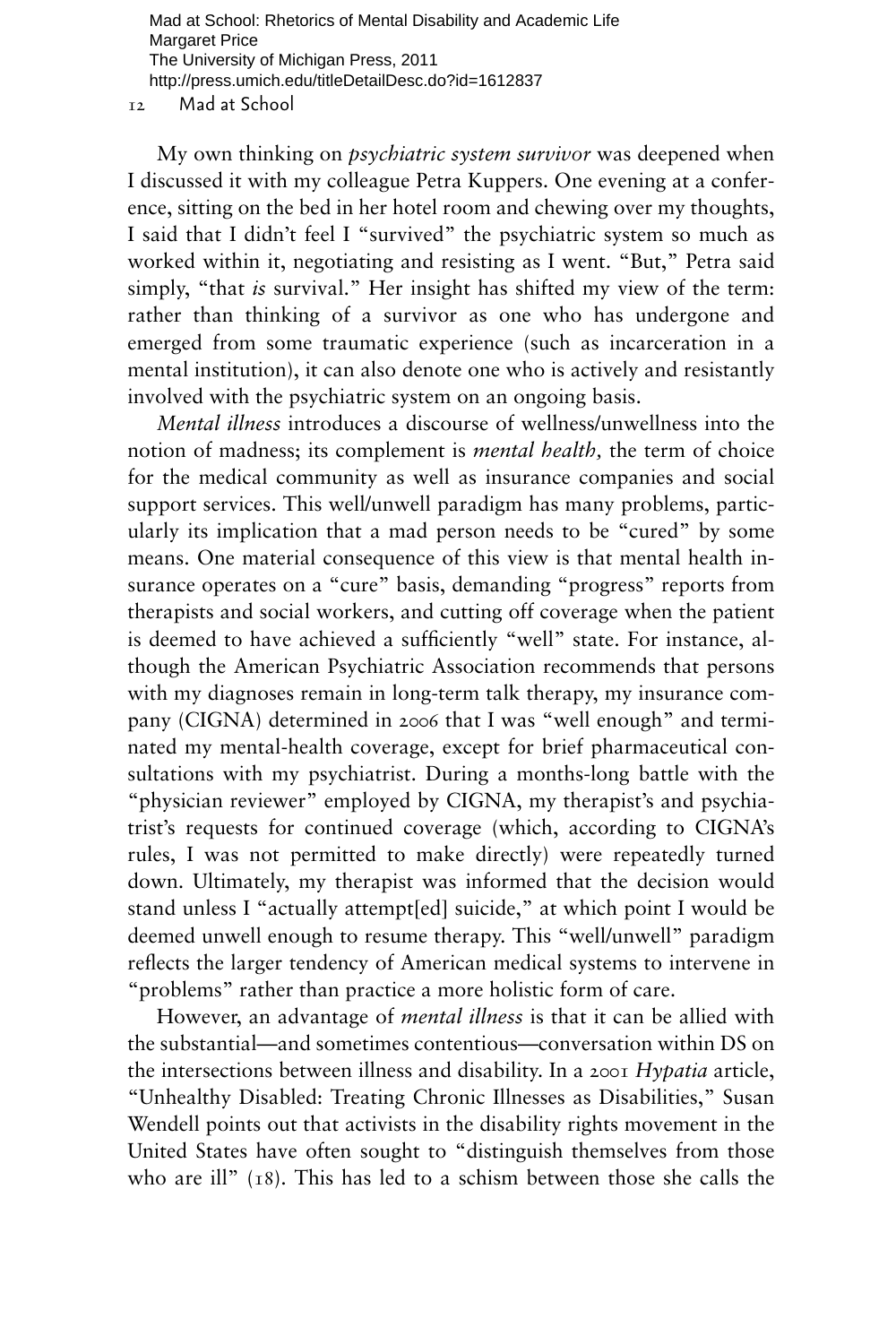My own thinking on *psychiatric system survivor* was deepened when I discussed it with my colleague Petra Kuppers. One evening at a conference, sitting on the bed in her hotel room and chewing over my thoughts, I said that I didn't feel I "survived" the psychiatric system so much as worked within it, negotiating and resisting as I went. "But," Petra said simply, "that *is* survival." Her insight has shifted my view of the term: rather than thinking of a survivor as one who has undergone and emerged from some traumatic experience (such as incarceration in a mental institution), it can also denote one who is actively and resistantly involved with the psychiatric system on an ongoing basis.

*Mental illness* introduces a discourse of wellness/unwellness into the notion of madness; its complement is *mental health,* the term of choice for the medical community as well as insurance companies and social support services. This well/unwell paradigm has many problems, particularly its implication that a mad person needs to be "cured" by some means. One material consequence of this view is that mental health insurance operates on a "cure" basis, demanding "progress" reports from therapists and social workers, and cutting off coverage when the patient is deemed to have achieved a sufficiently "well" state. For instance, although the American Psychiatric Association recommends that persons with my diagnoses remain in long-term talk therapy, my insurance company (CIGNA) determined in 2006 that I was "well enough" and terminated my mental-health coverage, except for brief pharmaceutical consultations with my psychiatrist. During a months-long battle with the "physician reviewer" employed by CIGNA, my therapist's and psychiatrist's requests for continued coverage (which, according to CIGNA's rules, I was not permitted to make directly) were repeatedly turned down. Ultimately, my therapist was informed that the decision would stand unless I "actually attempt[ed] suicide," at which point I would be deemed unwell enough to resume therapy. This "well/unwell" paradigm reflects the larger tendency of American medical systems to intervene in "problems" rather than practice a more holistic form of care.

However, an advantage of *mental illness* is that it can be allied with the substantial—and sometimes contentious—conversation within DS on the intersections between illness and disability. In a 2001 *Hypatia* article, "Unhealthy Disabled: Treating Chronic Illnesses as Disabilities," Susan Wendell points out that activists in the disability rights movement in the United States have often sought to "distinguish themselves from those who are ill" (18). This has led to a schism between those she calls the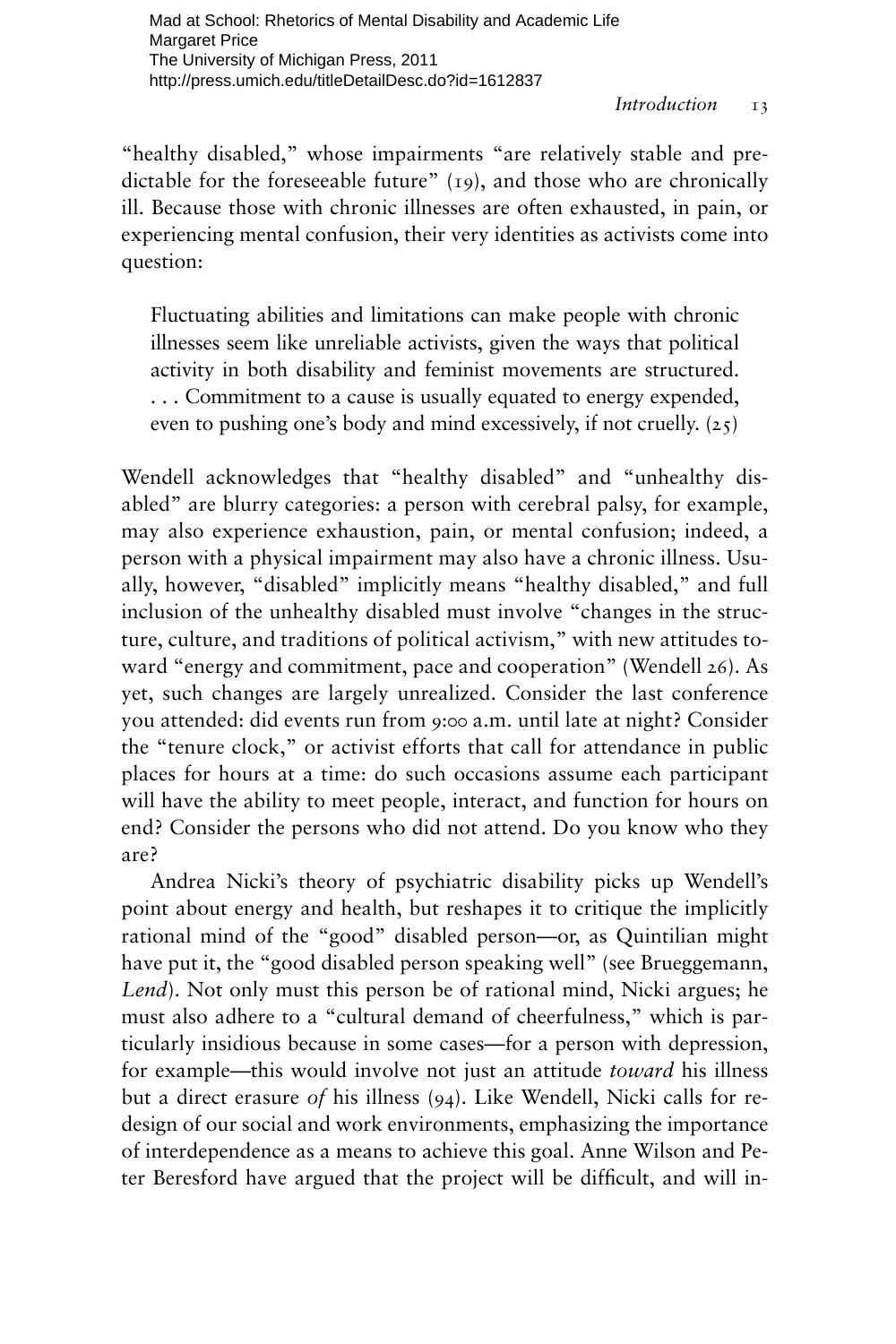"healthy disabled," whose impairments "are relatively stable and predictable for the foreseeable future" (19), and those who are chronically ill. Because those with chronic illnesses are often exhausted, in pain, or experiencing mental confusion, their very identities as activists come into question:

> Fluctuating abilities and limitations can make people with chronic illnesses seem like unreliable activists, given the ways that political activity in both disability and feminist movements are structured. . . . Commitment to a cause is usually equated to energy expended, even to pushing one's body and mind excessively, if not cruelly. (25)

Wendell acknowledges that "healthy disabled" and "unhealthy disabled" are blurry categories: a person with cerebral palsy, for example, may also experience exhaustion, pain, or mental confusion; indeed, a person with a physical impairment may also have a chronic illness. Usually, however, "disabled" implicitly means "healthy disabled," and full inclusion of the unhealthy disabled must involve "changes in the structure, culture, and traditions of political activism," with new attitudes toward "energy and commitment, pace and cooperation" (Wendell 26). As yet, such changes are largely unrealized. Consider the last conference you attended: did events run from 9:00 a.m. until late at night? Consider the "tenure clock," or activist efforts that call for attendance in public places for hours at a time: do such occasions assume each participant will have the ability to meet people, interact, and function for hours on end? Consider the persons who did not attend. Do you know who they are?

Andrea Nicki's theory of psychiatric disability picks up Wendell's point about energy and health, but reshapes it to critique the implicitly rational mind of the "good" disabled person—or, as Quintilian might have put it, the "good disabled person speaking well" (see Brueggemann, *Lend*). Not only must this person be of rational mind, Nicki argues; he must also adhere to a "cultural demand of cheerfulness," which is particularly insidious because in some cases—for a person with depression, for example—this would involve not just an attitude *toward* his illness but a direct erasure *of* his illness (94). Like Wendell, Nicki calls for redesign of our social and work environments, emphasizing the importance of interdependence as a means to achieve this goal. Anne Wilson and Peter Beresford have argued that the project will be difficult, and will in-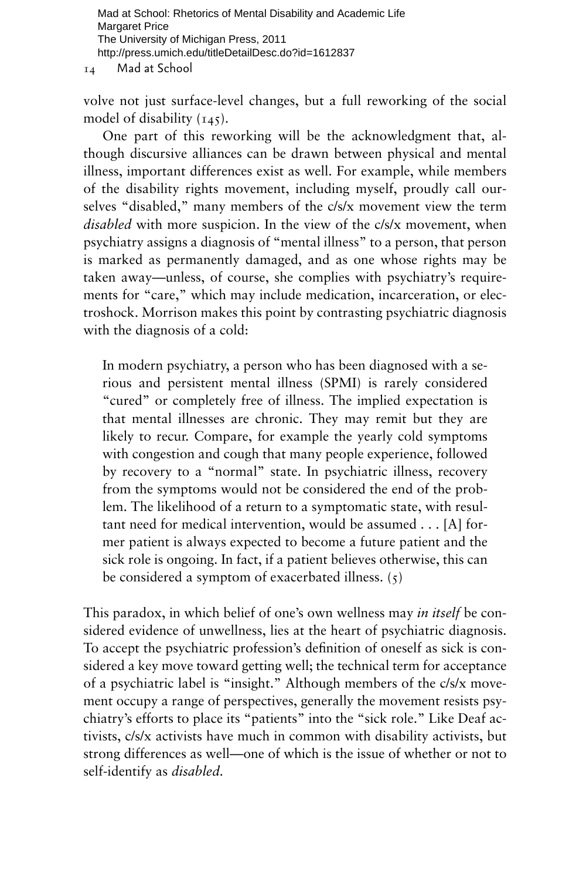volve not just surface-level changes, but a full reworking of the social model of disability (145).

One part of this reworking will be the acknowledgment that, although discursive alliances can be drawn between physical and mental illness, important differences exist as well. For example, while members of the disability rights movement, including myself, proudly call ourselves "disabled," many members of the c/s/x movement view the term *disabled* with more suspicion. In the view of the c/s/x movement, when psychiatry assigns a diagnosis of "mental illness" to a person, that person is marked as permanently damaged, and as one whose rights may be taken away—unless, of course, she complies with psychiatry's requirements for "care," which may include medication, incarceration, or electroshock. Morrison makes this point by contrasting psychiatric diagnosis with the diagnosis of a cold:

> In modern psychiatry, a person who has been diagnosed with a serious and persistent mental illness (SPMI) is rarely considered "cured" or completely free of illness. The implied expectation is that mental illnesses are chronic. They may remit but they are likely to recur. Compare, for example the yearly cold symptoms with congestion and cough that many people experience, followed by recovery to a "normal" state. In psychiatric illness, recovery from the symptoms would not be considered the end of the problem. The likelihood of a return to a symptomatic state, with resultant need for medical intervention, would be assumed . . . [A] former patient is always expected to become a future patient and the sick role is ongoing. In fact, if a patient believes otherwise, this can be considered a symptom of exacerbated illness. (5)

This paradox, in which belief of one's own wellness may *in itself* be considered evidence of unwellness, lies at the heart of psychiatric diagnosis. To accept the psychiatric profession's definition of oneself as sick is considered a key move toward getting well; the technical term for acceptance of a psychiatric label is "insight." Although members of the c/s/x movement occupy a range of perspectives, generally the movement resists psychiatry's efforts to place its "patients" into the "sick role." Like Deaf activists, c/s/x activists have much in common with disability activists, but strong differences as well—one of which is the issue of whether or not to self-identify as *disabled.*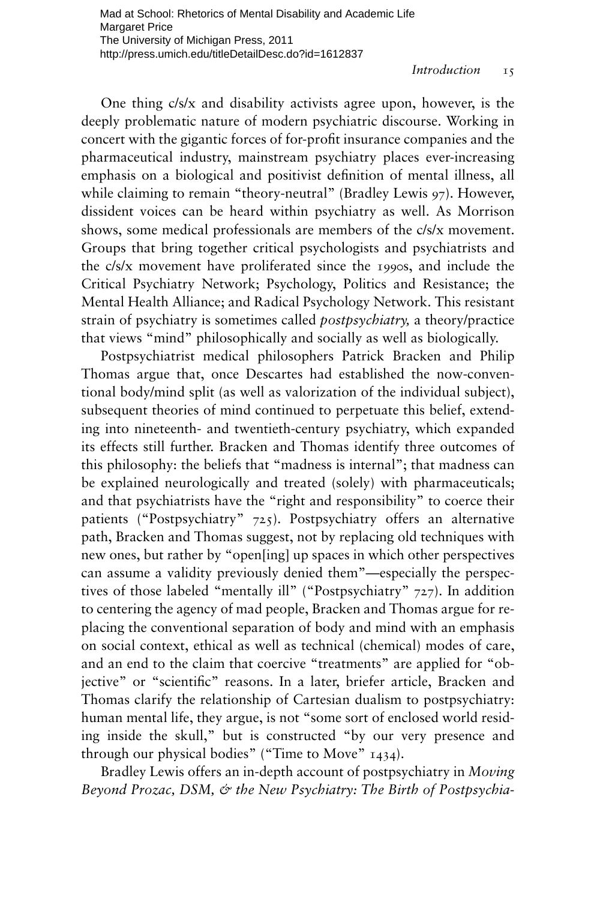One thing c/s/x and disability activists agree upon, however, is the deeply problematic nature of modern psychiatric discourse. Working in concert with the gigantic forces of for-profit insurance companies and the pharmaceutical industry, mainstream psychiatry places ever-increasing emphasis on a biological and positivist definition of mental illness, all while claiming to remain "theory-neutral" (Bradley Lewis 97). However, dissident voices can be heard within psychiatry as well. As Morrison shows, some medical professionals are members of the c/s/x movement. Groups that bring together critical psychologists and psychiatrists and the c/s/x movement have proliferated since the 1990s, and include the Critical Psychiatry Network; Psychology, Politics and Resistance; the Mental Health Alliance; and Radical Psychology Network. This resistant strain of psychiatry is sometimes called *postpsychiatry,* a theory/practice that views "mind" philosophically and socially as well as biologically.

Postpsychiatrist medical philosophers Patrick Bracken and Philip Thomas argue that, once Descartes had established the now-conventional body/mind split (as well as valorization of the individual subject), subsequent theories of mind continued to perpetuate this belief, extending into nineteenth- and twentieth-century psychiatry, which expanded its effects still further. Bracken and Thomas identify three outcomes of this philosophy: the beliefs that "madness is internal"; that madness can be explained neurologically and treated (solely) with pharmaceuticals; and that psychiatrists have the "right and responsibility" to coerce their patients ("Postpsychiatry" 725). Postpsychiatry offers an alternative path, Bracken and Thomas suggest, not by replacing old techniques with new ones, but rather by "open[ing] up spaces in which other perspectives can assume a validity previously denied them"—especially the perspectives of those labeled "mentally ill" ("Postpsychiatry" 727). In addition to centering the agency of mad people, Bracken and Thomas argue for replacing the conventional separation of body and mind with an emphasis on social context, ethical as well as technical (chemical) modes of care, and an end to the claim that coercive "treatments" are applied for "objective" or "scientific" reasons. In a later, briefer article, Bracken and Thomas clarify the relationship of Cartesian dualism to postpsychiatry: human mental life, they argue, is not "some sort of enclosed world residing inside the skull," but is constructed "by our very presence and through our physical bodies" ("Time to Move" 1434).

Bradley Lewis offers an in-depth account of postpsychiatry in *Moving Beyond Prozac, DSM, & the New Psychiatry: The Birth of Postpsychia-*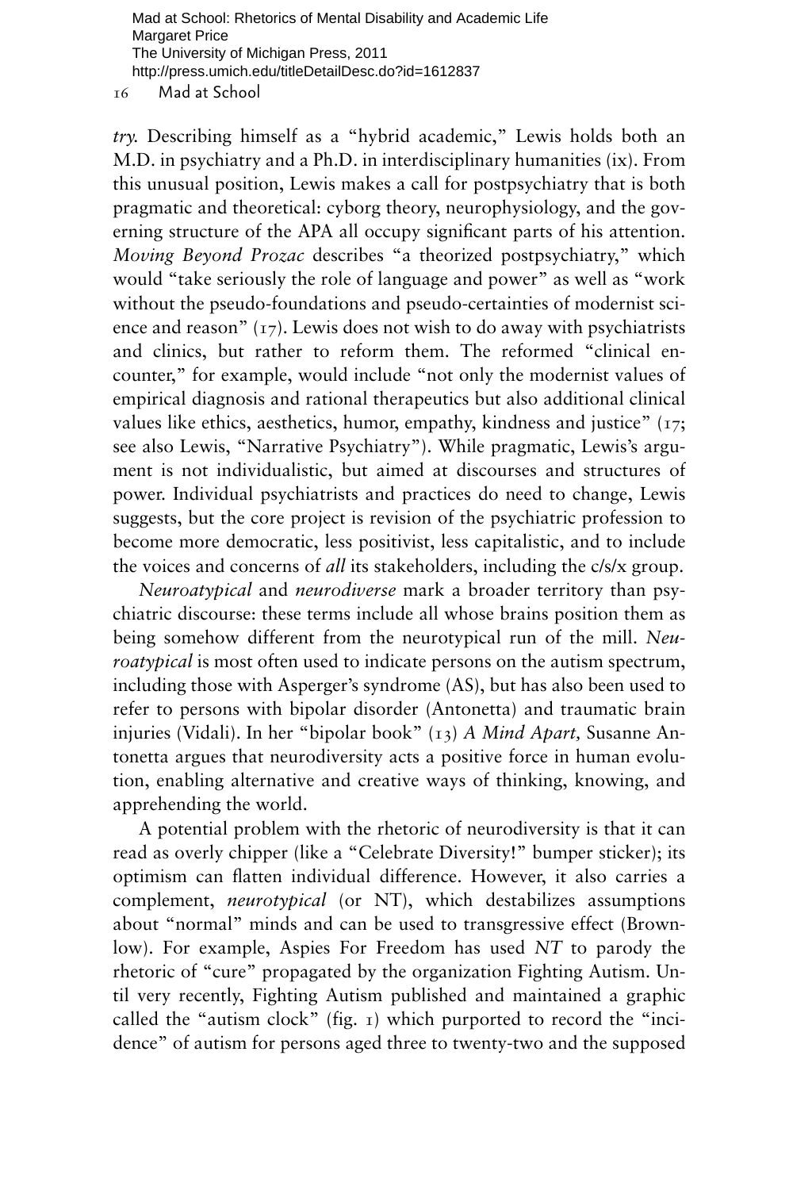*try.* Describing himself as a "hybrid academic," Lewis holds both an M.D. in psychiatry and a Ph.D. in interdisciplinary humanities (ix). From this unusual position, Lewis makes a call for postpsychiatry that is both pragmatic and theoretical: cyborg theory, neurophysiology, and the governing structure of the APA all occupy significant parts of his attention. *Moving Beyond Prozac* describes "a theorized postpsychiatry," which would "take seriously the role of language and power" as well as "work without the pseudo-foundations and pseudo-certainties of modernist science and reason" (17). Lewis does not wish to do away with psychiatrists and clinics, but rather to reform them. The reformed "clinical encounter," for example, would include "not only the modernist values of empirical diagnosis and rational therapeutics but also additional clinical values like ethics, aesthetics, humor, empathy, kindness and justice" (17; see also Lewis, "Narrative Psychiatry"). While pragmatic, Lewis's argument is not individualistic, but aimed at discourses and structures of power. Individual psychiatrists and practices do need to change, Lewis suggests, but the core project is revision of the psychiatric profession to become more democratic, less positivist, less capitalistic, and to include the voices and concerns of *all* its stakeholders, including the c/s/x group.

*Neuroatypical* and *neurodiverse* mark a broader territory than psychiatric discourse: these terms include all whose brains position them as being somehow different from the neurotypical run of the mill. *Neuroatypical* is most often used to indicate persons on the autism spectrum, including those with Asperger's syndrome (AS), but has also been used to refer to persons with bipolar disorder (Antonetta) and traumatic brain injuries (Vidali). In her "bipolar book" (13) *A Mind Apart,* Susanne Antonetta argues that neurodiversity acts a positive force in human evolution, enabling alternative and creative ways of thinking, knowing, and apprehending the world.

A potential problem with the rhetoric of neurodiversity is that it can read as overly chipper (like a "Celebrate Diversity!" bumper sticker); its optimism can flatten individual difference. However, it also carries a complement, *neurotypical* (or NT), which destabilizes assumptions about "normal" minds and can be used to transgressive effect (Brownlow). For example, Aspies For Freedom has used *NT* to parody the rhetoric of "cure" propagated by the organization Fighting Autism. Until very recently, Fighting Autism published and maintained a graphic called the "autism clock" (fig. 1) which purported to record the "incidence" of autism for persons aged three to twenty-two and the supposed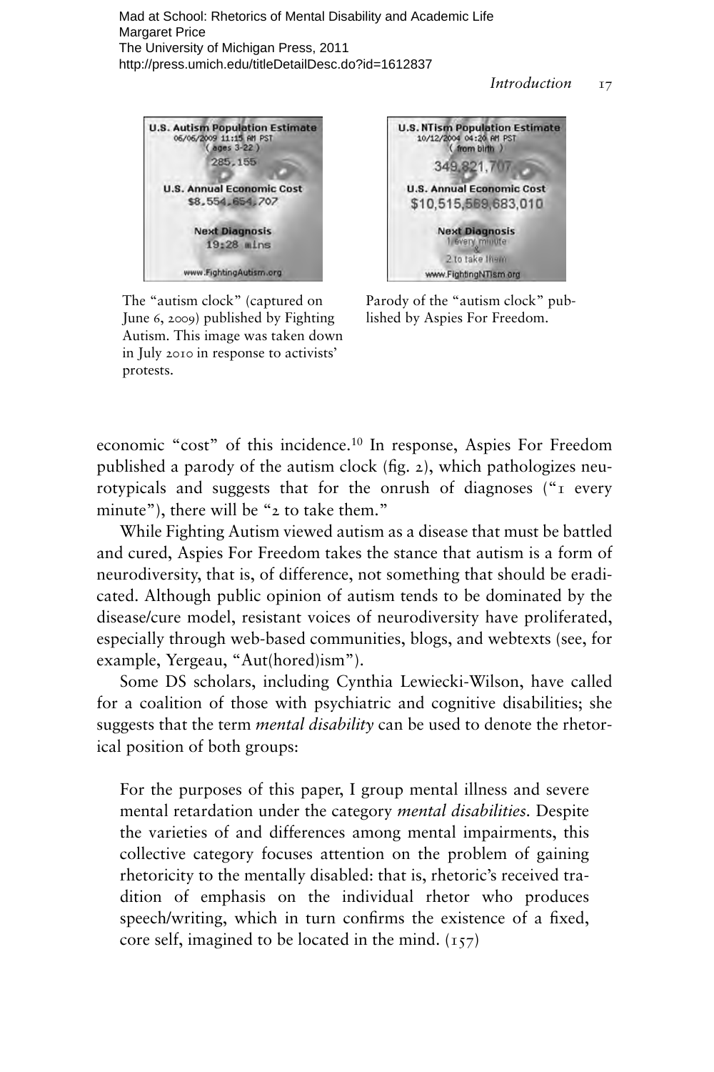The "autism clock" (captured on June 6, 2009) published by Fighting Autism. This image was taken down in July 2010 in response to activists' protests.

Parody of the "autism clock" published by Aspies For Freedom.

economic "cost" of this incidence.[10] In response, Aspies For Freedom published a parody of the autism clock (fig. 2), which pathologizes neurotypicals and suggests that for the onrush of diagnoses ("1 every minute"), there will be "2 to take them."

While Fighting Autism viewed autism as a disease that must be battled and cured, Aspies For Freedom takes the stance that autism is a form of neurodiversity, that is, of difference, not something that should be eradicated. Although public opinion of autism tends to be dominated by the disease/cure model, resistant voices of neurodiversity have proliferated, especially through web-based communities, blogs, and webtexts (see, for example, Yergeau, "Aut(hored)ism").

Some DS scholars, including Cynthia Lewiecki-Wilson, have called for a coalition of those with psychiatric and cognitive disabilities; she suggests that the term *mental disability* can be used to denote the rhetorical position of both groups:

> For the purposes of this paper, I group mental illness and severe mental retardation under the category *mental disabilities*. Despite the varieties of and differences among mental impairments, this collective category focuses attention on the problem of gaining rhetoricity to the mentally disabled: that is, rhetoric's received tradition of emphasis on the individual rhetor who produces speech/writing, which in turn confirms the existence of a fixed, core self, imagined to be located in the mind. (157)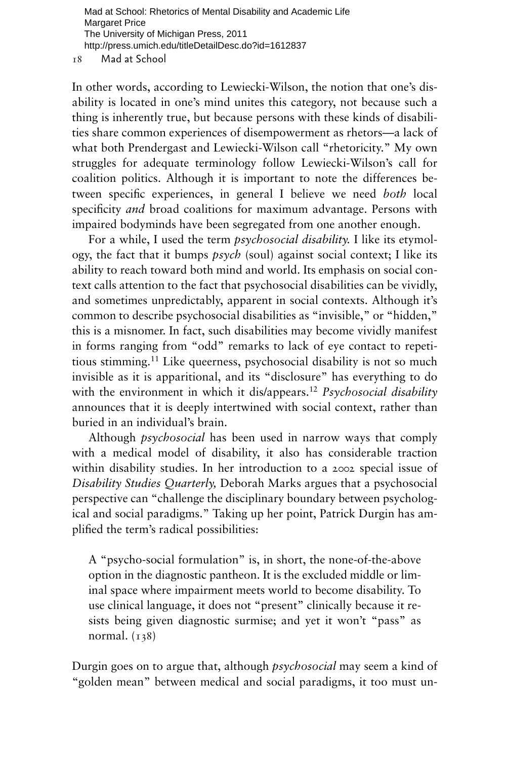In other words, according to Lewiecki-Wilson, the notion that one's disability is located in one's mind unites this category, not because such a thing is inherently true, but because persons with these kinds of disabilities share common experiences of disempowerment as rhetors—a lack of what both Prendergast and Lewiecki-Wilson call "rhetoricity." My own struggles for adequate terminology follow Lewiecki-Wilson's call for coalition politics. Although it is important to note the differences between specific experiences, in general I believe we need *both* local specificity *and* broad coalitions for maximum advantage. Persons with impaired bodyminds have been segregated from one another enough.

For a while, I used the term *psychosocial disability.* I like its etymology, the fact that it bumps *psych* (soul) against social context; I like its ability to reach toward both mind and world. Its emphasis on social context calls attention to the fact that psychosocial disabilities can be vividly, and sometimes unpredictably, apparent in social contexts. Although it's common to describe psychosocial disabilities as "invisible," or "hidden," this is a misnomer. In fact, such disabilities may become vividly manifest in forms ranging from "odd" remarks to lack of eye contact to repetitious stimming.[11] Like queerness, psychosocial disability is not so much invisible as it is apparitional, and its "disclosure" has everything to do with the environment in which it dis/appears.[12] *Psychosocial disability* announces that it is deeply intertwined with social context, rather than buried in an individual's brain.

Although *psychosocial* has been used in narrow ways that comply with a medical model of disability, it also has considerable traction within disability studies. In her introduction to a 2002 special issue of *Disability Studies Quarterly,* Deborah Marks argues that a psychosocial perspective can "challenge the disciplinary boundary between psychological and social paradigms." Taking up her point, Patrick Durgin has amplified the term's radical possibilities:

> A "psycho-social formulation" is, in short, the none-of-the-above option in the diagnostic pantheon. It is the excluded middle or liminal space where impairment meets world to become disability. To use clinical language, it does not "present" clinically because it resists being given diagnostic surmise; and yet it won't "pass" as normal. (138)

Durgin goes on to argue that, although *psychosocial* may seem a kind of "golden mean" between medical and social paradigms, it too must un-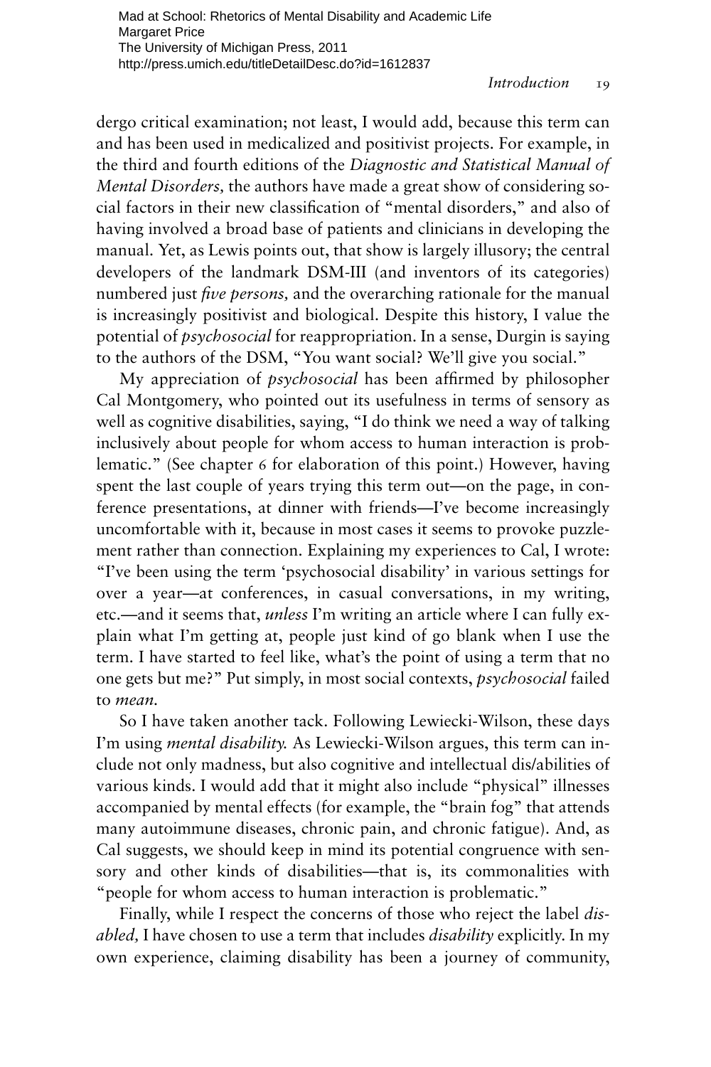dergo critical examination; not least, I would add, because this term can and has been used in medicalized and positivist projects. For example, in the third and fourth editions of the *Diagnostic and Statistical Manual of Mental Disorders,* the authors have made a great show of considering social factors in their new classification of "mental disorders," and also of having involved a broad base of patients and clinicians in developing the manual. Yet, as Lewis points out, that show is largely illusory; the central developers of the landmark DSM-III (and inventors of its categories) numbered just *five persons,* and the overarching rationale for the manual is increasingly positivist and biological. Despite this history, I value the potential of *psychosocial* for reappropriation. In a sense, Durgin is saying to the authors of the DSM, "You want social? We'll give you social."

My appreciation of *psychosocial* has been affirmed by philosopher Cal Montgomery, who pointed out its usefulness in terms of sensory as well as cognitive disabilities, saying, "I do think we need a way of talking inclusively about people for whom access to human interaction is problematic." (See chapter 6 for elaboration of this point.) However, having spent the last couple of years trying this term out—on the page, in conference presentations, at dinner with friends—I've become increasingly uncomfortable with it, because in most cases it seems to provoke puzzlement rather than connection. Explaining my experiences to Cal, I wrote: "I've been using the term 'psychosocial disability' in various settings for over a year—at conferences, in casual conversations, in my writing, etc.—and it seems that, *unless* I'm writing an article where I can fully explain what I'm getting at, people just kind of go blank when I use the term. I have started to feel like, what's the point of using a term that no one gets but me?" Put simply, in most social contexts, *psychosocial* failed to *mean.*

So I have taken another tack. Following Lewiecki-Wilson, these days I'm using *mental disability.* As Lewiecki-Wilson argues, this term can include not only madness, but also cognitive and intellectual dis/abilities of various kinds. I would add that it might also include "physical" illnesses accompanied by mental effects (for example, the "brain fog" that attends many autoimmune diseases, chronic pain, and chronic fatigue). And, as Cal suggests, we should keep in mind its potential congruence with sensory and other kinds of disabilities—that is, its commonalities with "people for whom access to human interaction is problematic."

Finally, while I respect the concerns of those who reject the label *disabled,* I have chosen to use a term that includes *disability* explicitly. In my own experience, claiming disability has been a journey of community,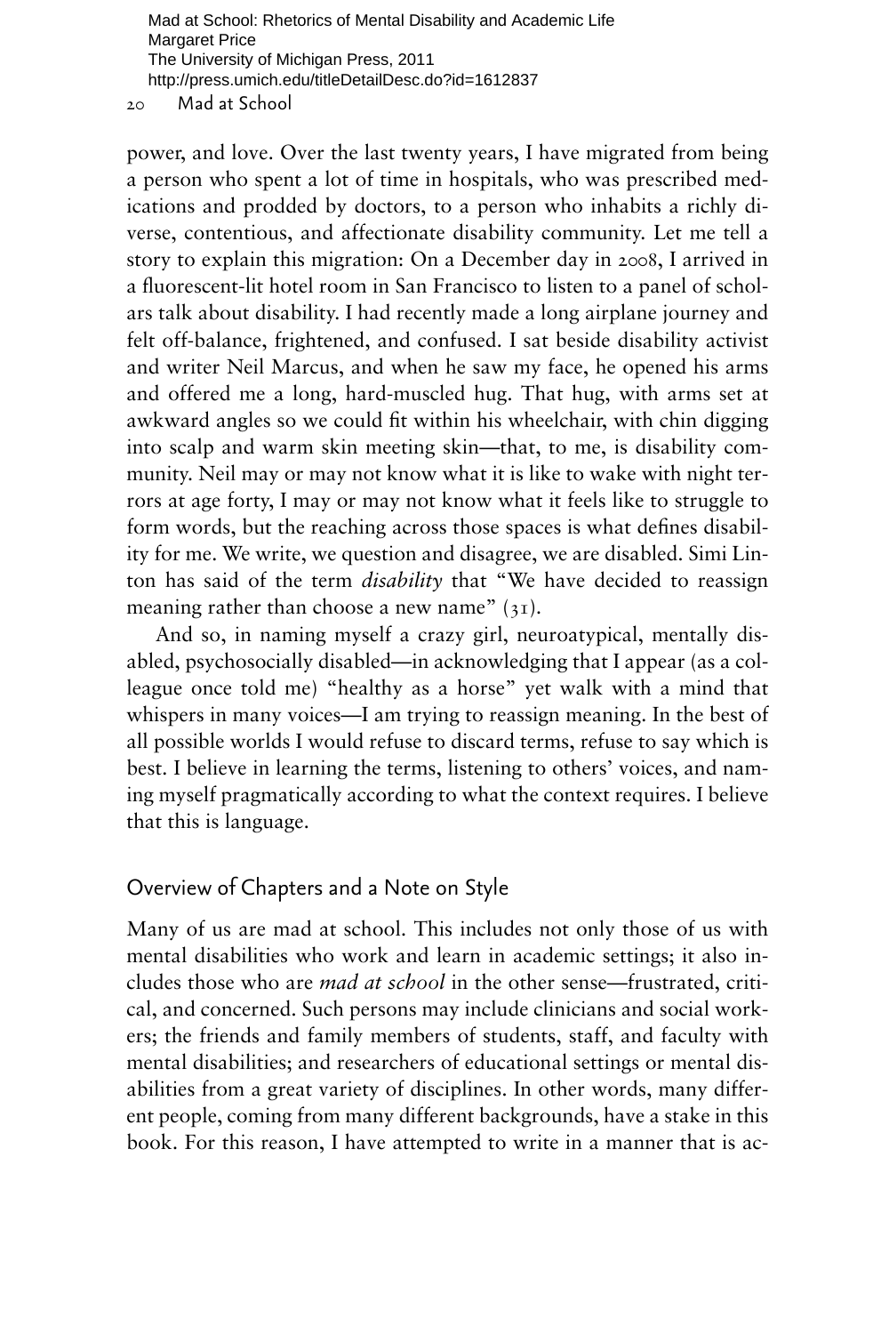power, and love. Over the last twenty years, I have migrated from being a person who spent a lot of time in hospitals, who was prescribed medications and prodded by doctors, to a person who inhabits a richly diverse, contentious, and affectionate disability community. Let me tell a story to explain this migration: On a December day in 2008, I arrived in a fluorescent-lit hotel room in San Francisco to listen to a panel of scholars talk about disability. I had recently made a long airplane journey and felt off-balance, frightened, and confused. I sat beside disability activist and writer Neil Marcus, and when he saw my face, he opened his arms and offered me a long, hard-muscled hug. That hug, with arms set at awkward angles so we could fit within his wheelchair, with chin digging into scalp and warm skin meeting skin—that, to me, is disability community. Neil may or may not know what it is like to wake with night terrors at age forty, I may or may not know what it feels like to struggle to form words, but the reaching across those spaces is what defines disability for me. We write, we question and disagree, we are disabled. Simi Linton has said of the term *disability* that "We have decided to reassign meaning rather than choose a new name" (31).

And so, in naming myself a crazy girl, neuroatypical, mentally disabled, psychosocially disabled—in acknowledging that I appear (as a colleague once told me) "healthy as a horse" yet walk with a mind that whispers in many voices—I am trying to reassign meaning. In the best of all possible worlds I would refuse to discard terms, refuse to say which is best. I believe in learning the terms, listening to others' voices, and naming myself pragmatically according to what the context requires. I believe that this is language.

## Overview of Chapters and a Note on Style

Many of us are mad at school. This includes not only those of us with mental disabilities who work and learn in academic settings; it also includes those who are *mad at school* in the other sense—frustrated, critical, and concerned. Such persons may include clinicians and social workers; the friends and family members of students, staff, and faculty with mental disabilities; and researchers of educational settings or mental disabilities from a great variety of disciplines. In other words, many different people, coming from many different backgrounds, have a stake in this book. For this reason, I have attempted to write in a manner that is ac-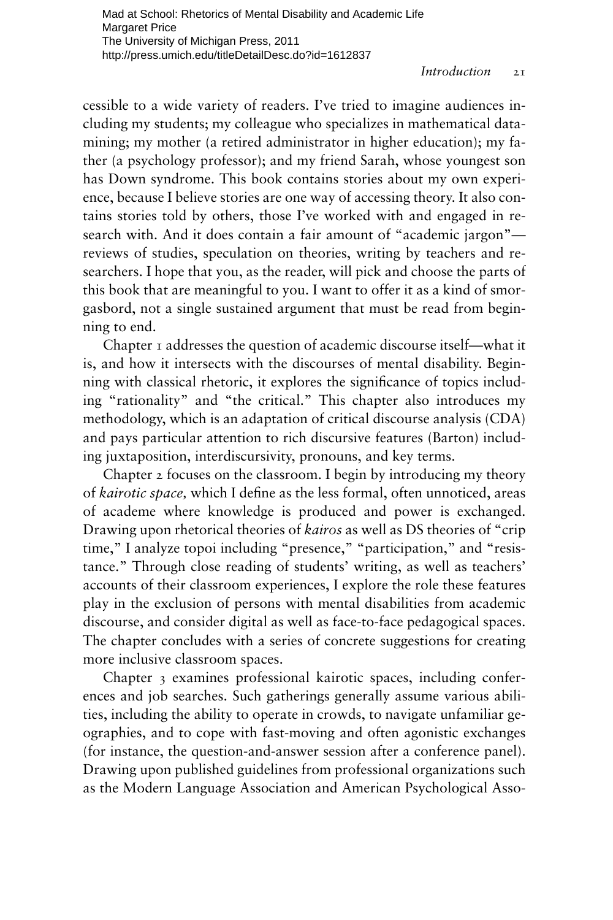cessible to a wide variety of readers. I've tried to imagine audiences including my students; my colleague who specializes in mathematical data-mining; my mother (a retired administrator in higher education); my father (a psychology professor); and my friend Sarah, whose youngest son has Down syndrome. This book contains stories about my own experience, because I believe stories are one way of accessing theory. It also contains stories told by others, those I've worked with and engaged in research with. And it does contain a fair amount of "academic jargon"—reviews of studies, speculation on theories, writing by teachers and researchers. I hope that you, as the reader, will pick and choose the parts of this book that are meaningful to you. I want to offer it as a kind of smorgasbord, not a single sustained argument that must be read from beginning to end.

Chapter 1 addresses the question of academic discourse itself—what it is, and how it intersects with the discourses of mental disability. Beginning with classical rhetoric, it explores the significance of topics including "rationality" and "the critical." This chapter also introduces my methodology, which is an adaptation of critical discourse analysis (CDA) and pays particular attention to rich discursive features (Barton) including juxtaposition, interdiscursivity, pronouns, and key terms.

Chapter 2 focuses on the classroom. I begin by introducing my theory of *kairotic space,* which I define as the less formal, often unnoticed, areas of academe where knowledge is produced and power is exchanged. Drawing upon rhetorical theories of *kairos* as well as DS theories of "crip time," I analyze topoi including "presence," "participation," and "resistance." Through close reading of students' writing, as well as teachers' accounts of their classroom experiences, I explore the role these features play in the exclusion of persons with mental disabilities from academic discourse, and consider digital as well as face-to-face pedagogical spaces. The chapter concludes with a series of concrete suggestions for creating more inclusive classroom spaces.

Chapter 3 examines professional kairotic spaces, including conferences and job searches. Such gatherings generally assume various abilities, including the ability to operate in crowds, to navigate unfamiliar geographies, and to cope with fast-moving and often agonistic exchanges (for instance, the question-and-answer session after a conference panel). Drawing upon published guidelines from professional organizations such as the Modern Language Association and American Psychological Asso-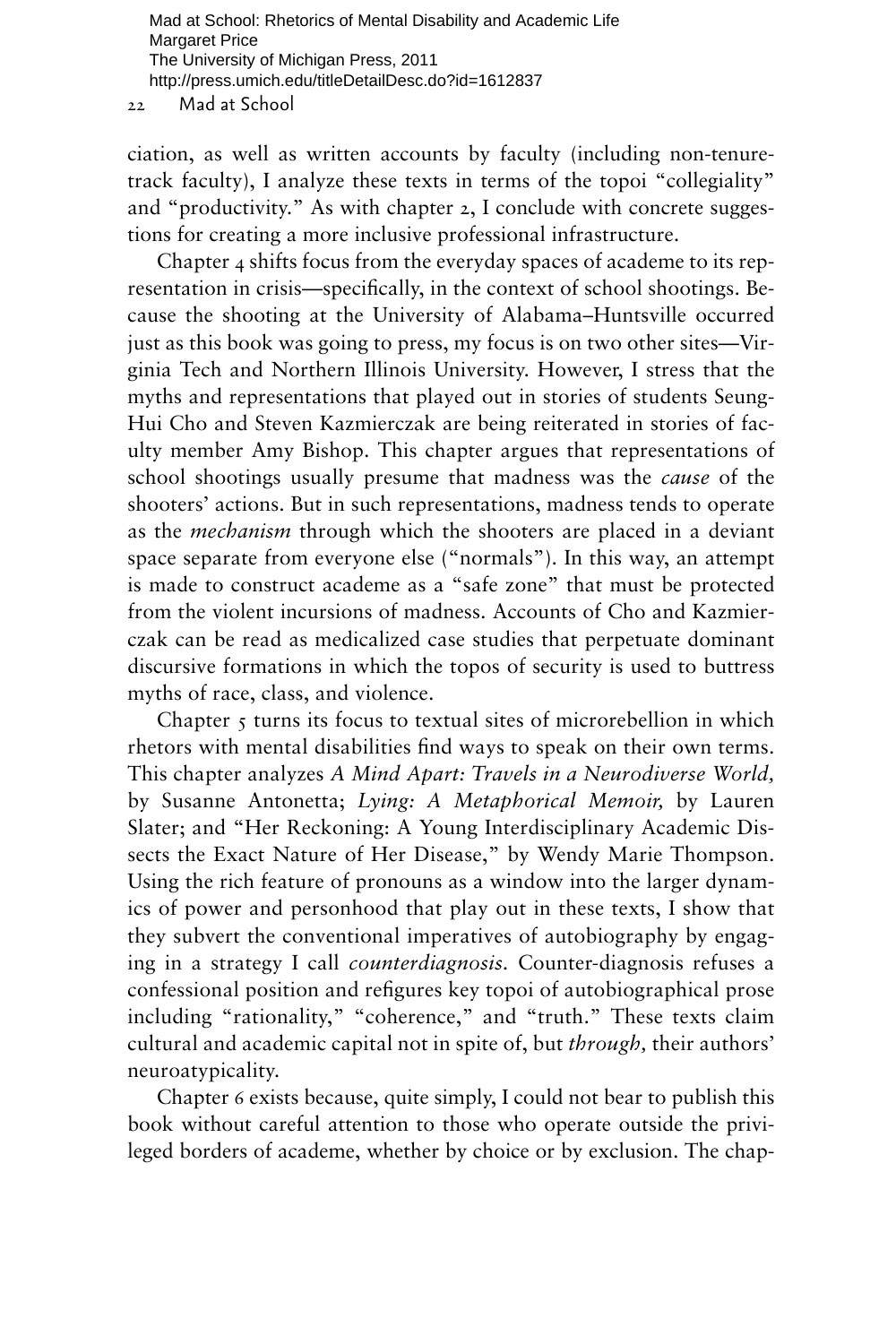ciation, as well as written accounts by faculty (including non-tenure-track faculty), I analyze these texts in terms of the topoi "collegiality" and "productivity." As with chapter 2, I conclude with concrete suggestions for creating a more inclusive professional infrastructure.

Chapter 4 shifts focus from the everyday spaces of academe to its representation in crisis—specifically, in the context of school shootings. Because the shooting at the University of Alabama–Huntsville occurred just as this book was going to press, my focus is on two other sites—Virginia Tech and Northern Illinois University. However, I stress that the myths and representations that played out in stories of students Seung-Hui Cho and Steven Kazmierczak are being reiterated in stories of faculty member Amy Bishop. This chapter argues that representations of school shootings usually presume that madness was the *cause* of the shooters' actions. But in such representations, madness tends to operate as the *mechanism* through which the shooters are placed in a deviant space separate from everyone else ("normals"). In this way, an attempt is made to construct academe as a "safe zone" that must be protected from the violent incursions of madness. Accounts of Cho and Kazmierczak can be read as medicalized case studies that perpetuate dominant discursive formations in which the topos of security is used to buttress myths of race, class, and violence.

Chapter 5 turns its focus to textual sites of microrebellion in which rhetors with mental disabilities find ways to speak on their own terms. This chapter analyzes *A Mind Apart: Travels in a Neurodiverse World,* by Susanne Antonetta; *Lying: A Metaphorical Memoir,* by Lauren Slater; and "Her Reckoning: A Young Interdisciplinary Academic Dissects the Exact Nature of Her Disease," by Wendy Marie Thompson. Using the rich feature of pronouns as a window into the larger dynamics of power and personhood that play out in these texts, I show that they subvert the conventional imperatives of autobiography by engaging in a strategy I call *counterdiagnosis.* Counter-diagnosis refuses a confessional position and refigures key topoi of autobiographical prose including "rationality," "coherence," and "truth." These texts claim cultural and academic capital not in spite of, but *through,* their authors' neuroatypicality.

Chapter 6 exists because, quite simply, I could not bear to publish this book without careful attention to those who operate outside the privileged borders of academe, whether by choice or by exclusion. The chap-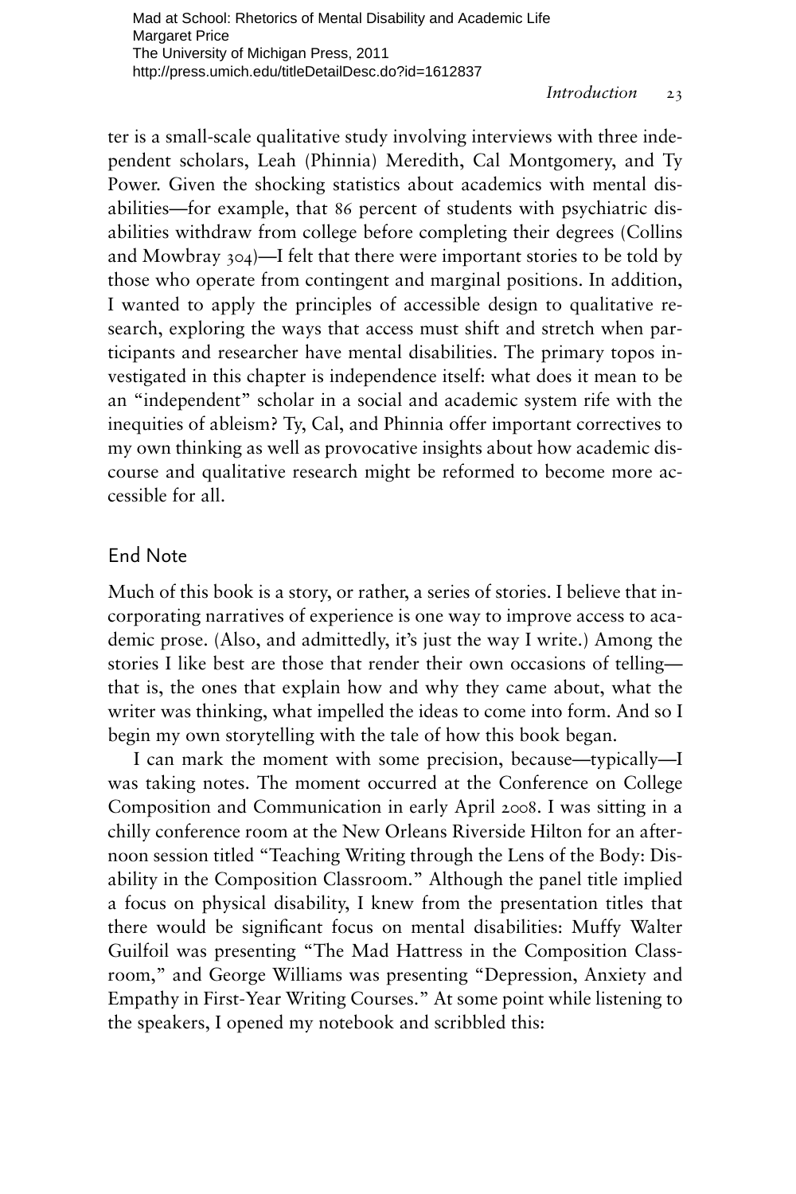ter is a small-scale qualitative study involving interviews with three independent scholars, Leah (Phinnia) Meredith, Cal Montgomery, and Ty Power. Given the shocking statistics about academics with mental disabilities—for example, that 86 percent of students with psychiatric disabilities withdraw from college before completing their degrees (Collins and Mowbray 304)—I felt that there were important stories to be told by those who operate from contingent and marginal positions. In addition, I wanted to apply the principles of accessible design to qualitative research, exploring the ways that access must shift and stretch when participants and researcher have mental disabilities. The primary topos investigated in this chapter is independence itself: what does it mean to be an "independent" scholar in a social and academic system rife with the inequities of ableism? Ty, Cal, and Phinnia offer important correctives to my own thinking as well as provocative insights about how academic discourse and qualitative research might be reformed to become more accessible for all.

## End Note

Much of this book is a story, or rather, a series of stories. I believe that incorporating narratives of experience is one way to improve access to academic prose. (Also, and admittedly, it's just the way I write.) Among the stories I like best are those that render their own occasions of telling—that is, the ones that explain how and why they came about, what the writer was thinking, what impelled the ideas to come into form. And so I begin my own storytelling with the tale of how this book began.

I can mark the moment with some precision, because—typically—I was taking notes. The moment occurred at the Conference on College Composition and Communication in early April 2008. I was sitting in a chilly conference room at the New Orleans Riverside Hilton for an afternoon session titled "Teaching Writing through the Lens of the Body: Disability in the Composition Classroom." Although the panel title implied a focus on physical disability, I knew from the presentation titles that there would be significant focus on mental disabilities: Muffy Walter Guilfoil was presenting "The Mad Hattress in the Composition Classroom," and George Williams was presenting "Depression, Anxiety and Empathy in First-Year Writing Courses." At some point while listening to the speakers, I opened my notebook and scribbled this: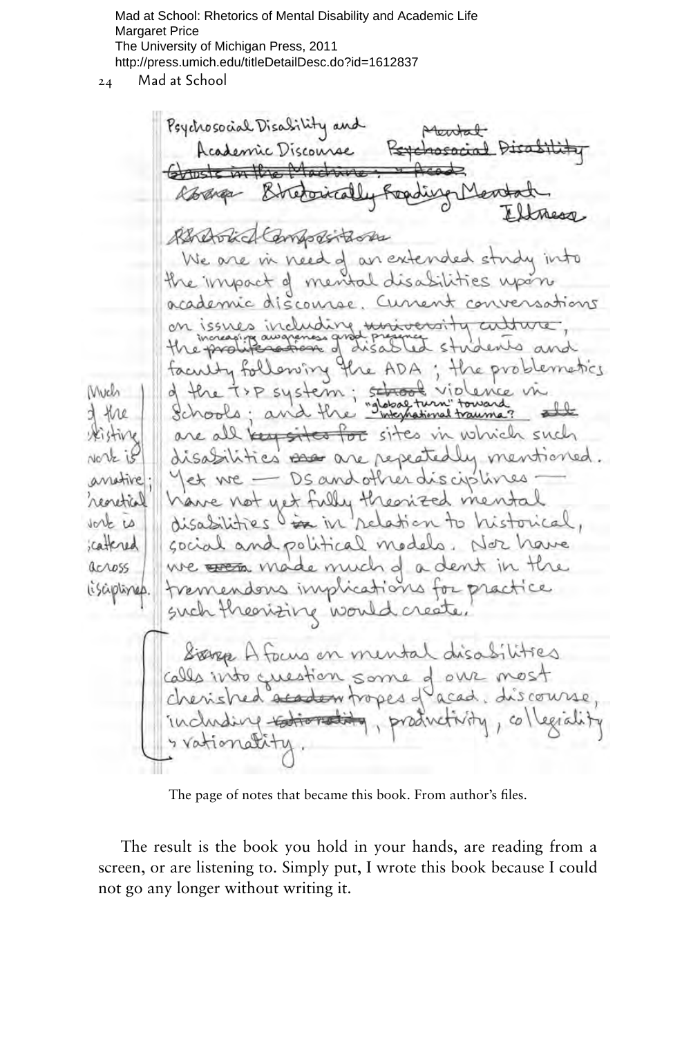The page of notes that became this book. From author's files.

The result is the book you hold in your hands, are reading from a screen, or are listening to. Simply put, I wrote this book because I could not go any longer without writing it.